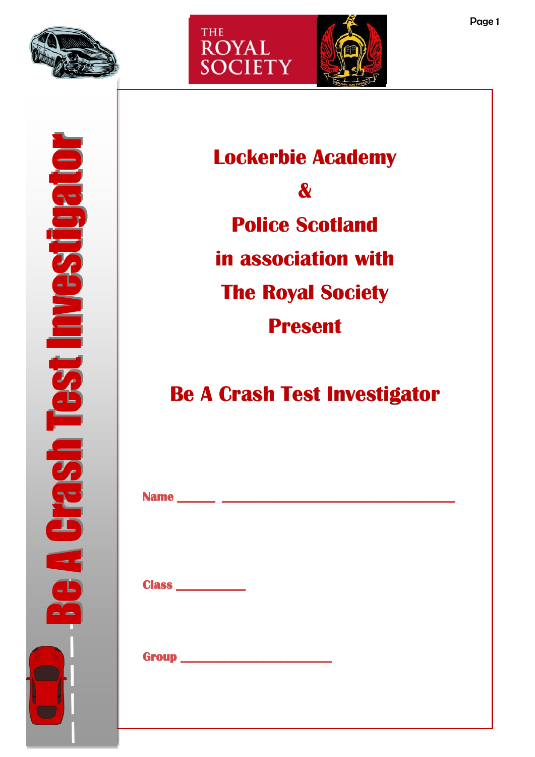Be A Crash Test Investigator

THE ROYAL SOCIETY

# Lockerbie Academy

# &

# Police Scotland

# in association with

# The Royal Society

# Present

# Be A Crash Test Investigator

**Name** ______ ____________________________________

**Class** __________

**Group** _______________________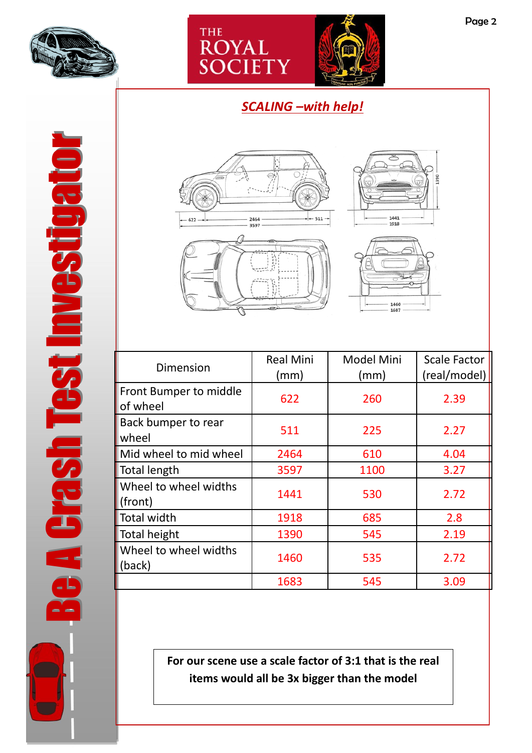## *SCALING –with help!*

| Dimension | Real Mini (mm) | Model Mini (mm) | Scale Factor (real/model) |
|---|---|---|---|
| Front Bumper to middle of wheel | 622 | 260 | 2.39 |
| Back bumper to rear wheel | 511 | 225 | 2.27 |
| Mid wheel to mid wheel | 2464 | 610 | 4.04 |
| Total length | 3597 | 1100 | 3.27 |
| Wheel to wheel widths (front) | 1441 | 530 | 2.72 |
| Total width | 1918 | 685 | 2.8 |
| Total height | 1390 | 545 | 2.19 |
| Wheel to wheel widths (back) | 1460 | 535 | 2.72 |
| | 1683 | 545 | 3.09 |

**For our scene use a scale factor of 3:1 that is the real items would all be 3x bigger than the model**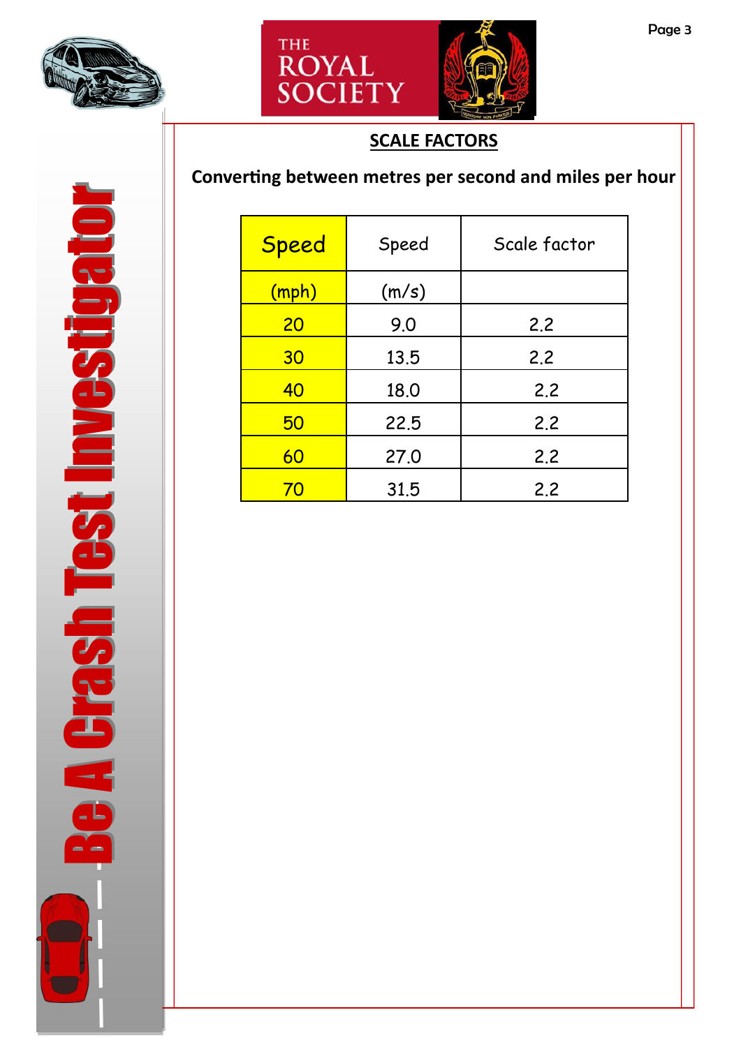## SCALE FACTORS

**Converting between metres per second and miles per hour**

| Speed (mph) | Speed (m/s) | Scale factor |
|---|---|---|
| 20 | 9.0 | 2.2 |
| 30 | 13.5 | 2.2 |
| 40 | 18.0 | 2.2 |
| 50 | 22.5 | 2.2 |
| 60 | 27.0 | 2.2 |
| 70 | 31.5 | 2.2 |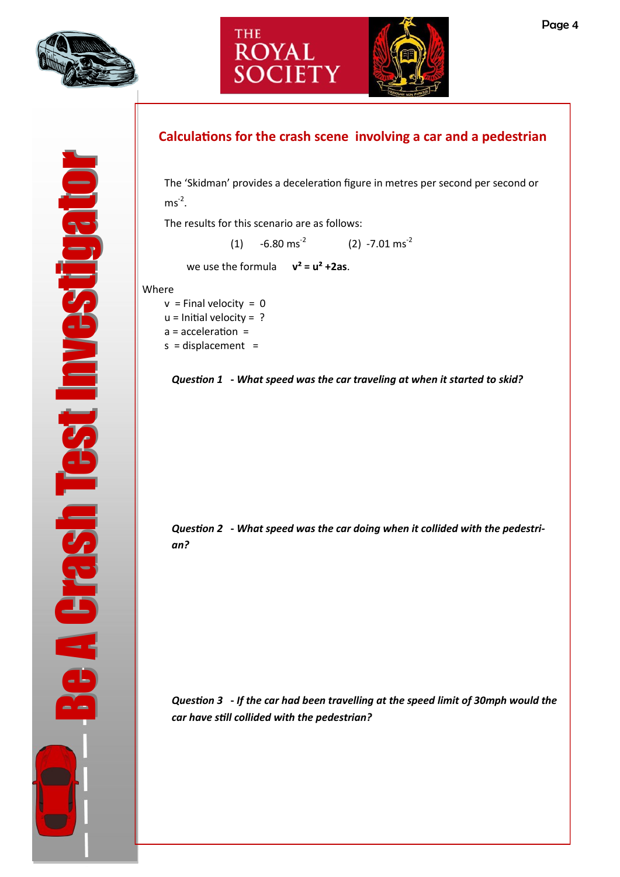## Calculations for the crash scene involving a car and a pedestrian

The 'Skidman' provides a deceleration figure in metres per second per second or $ms^{-2}$.

The results for this scenario are as follows:

(1) $-6.80\ ms^{-2}$ (2) $-7.01\ ms^{-2}$

we use the formula $v^2 = u^2 + 2as$.

Where

- v = Final velocity = 0
- u = Initial velocity = ?
- a = acceleration =
- s = displacement =

***Question 1 - What speed was the car traveling at when it started to skid?***

***Question 2 - What speed was the car doing when it collided with the pedestrian?***

***Question 3 - If the car had been travelling at the speed limit of 30mph would the car have still collided with the pedestrian?***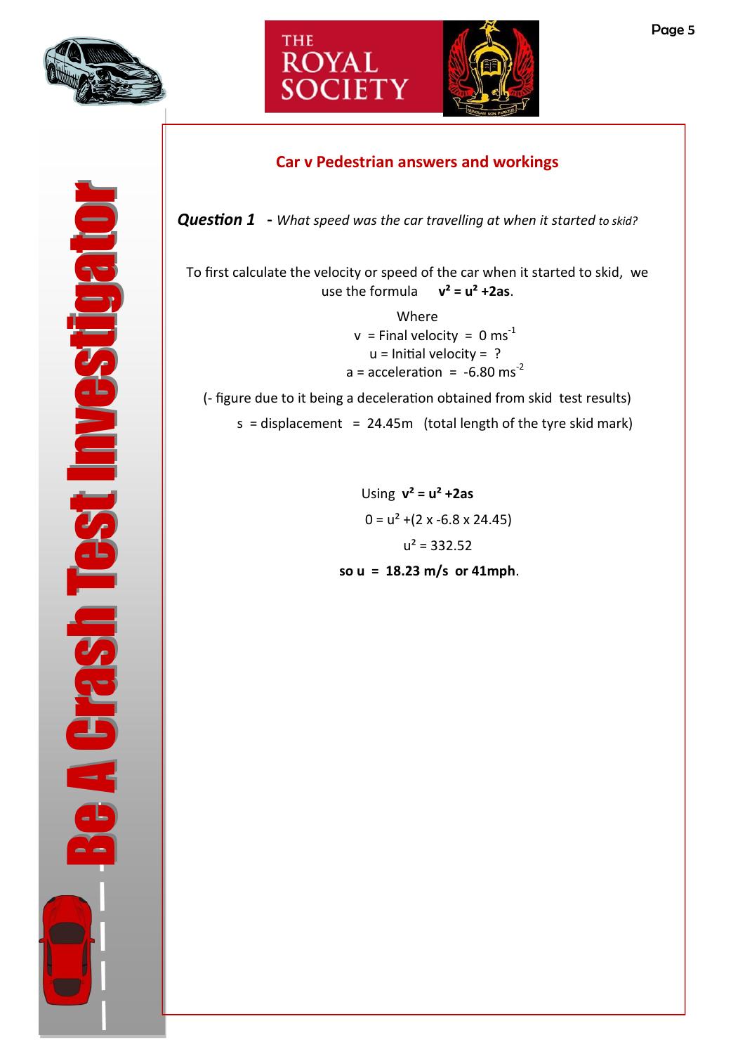## Car v Pedestrian answers and workings

***Question 1*** **-** *What speed was the car travelling at when it started to skid?*

To first calculate the velocity or speed of the car when it started to skid, we use the formula **$v^2 = u^2 + 2as$**.

Where

$v$ = Final velocity = 0 $ms^{-1}$

$u$ = Initial velocity = ?

$a$ = acceleration = -6.80 $ms^{-2}$

(- figure due to it being a deceleration obtained from skid test results)

$s$ = displacement = 24.45m (total length of the tyre skid mark)

Using **$v^2 = u^2 + 2as$**

$$0 = u^2 + (2 \times -6.8 \times 24.45)$$

$$u^2 = 332.52$$

**so u = 18.23 m/s or 41mph**.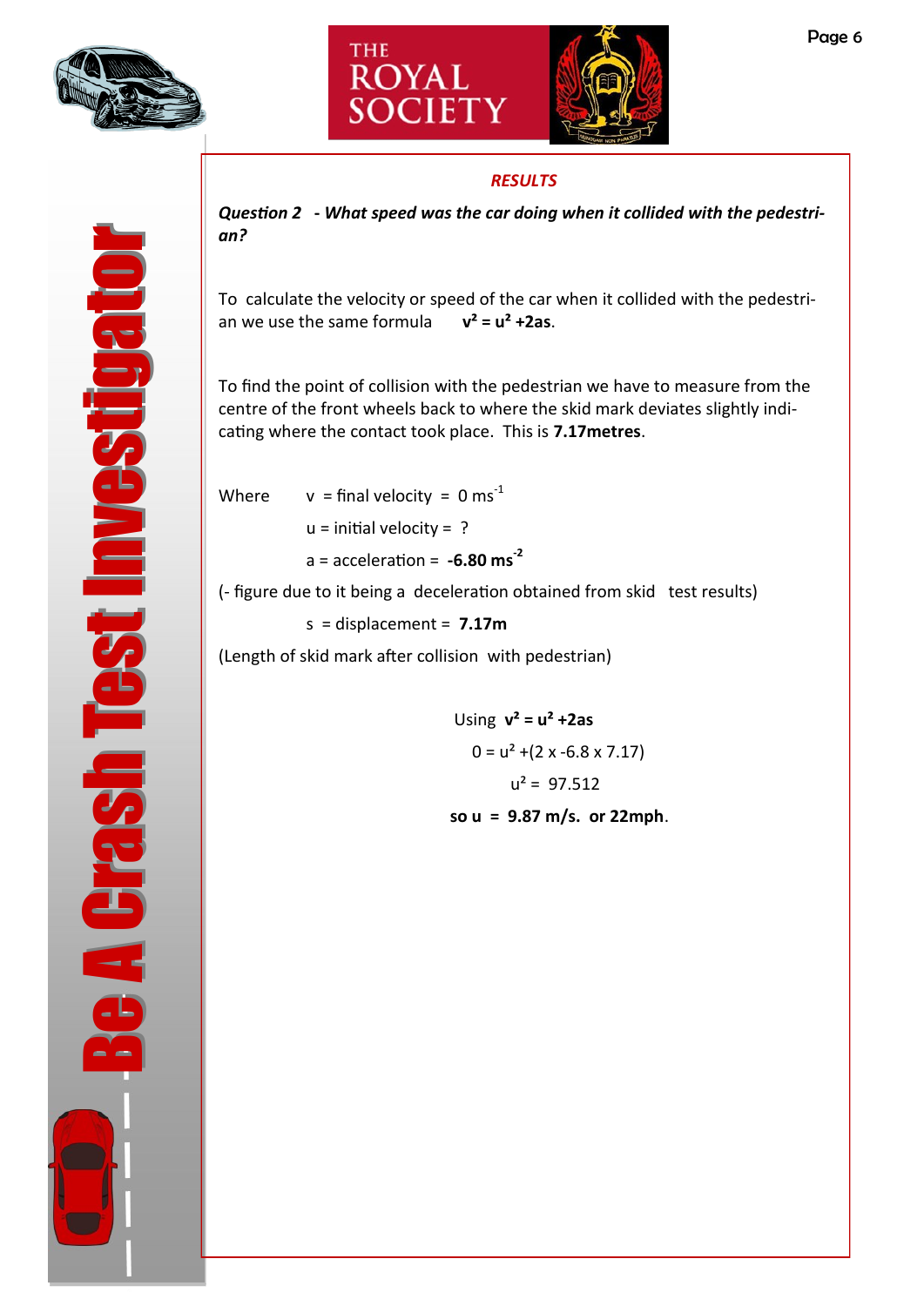## *RESULTS*

***Question 2 - What speed was the car doing when it collided with the pedestrian?***

To calculate the velocity or speed of the car when it collided with the pedestrian we use the same formula $\mathbf{v^2 = u^2 + 2as}$.

To find the point of collision with the pedestrian we have to measure from the centre of the front wheels back to where the skid mark deviates slightly indicating where the contact took place. This is **7.17metres**.

Where $v$ = final velocity = $0\ ms^{-1}$

$u$ = initial velocity = ?

$a$ = acceleration = $\mathbf{-6.80\ ms^{-2}}$

(- figure due to it being a deceleration obtained from skid test results)

$s$ = displacement = **7.17m**

(Length of skid mark after collision with pedestrian)

Using $\mathbf{v^2 = u^2 + 2as}$

$$0 = u^2 + (2 \times -6.8 \times 7.17)$$

$$u^2 = 97.512$$

**so u = 9.87 m/s. or 22mph**.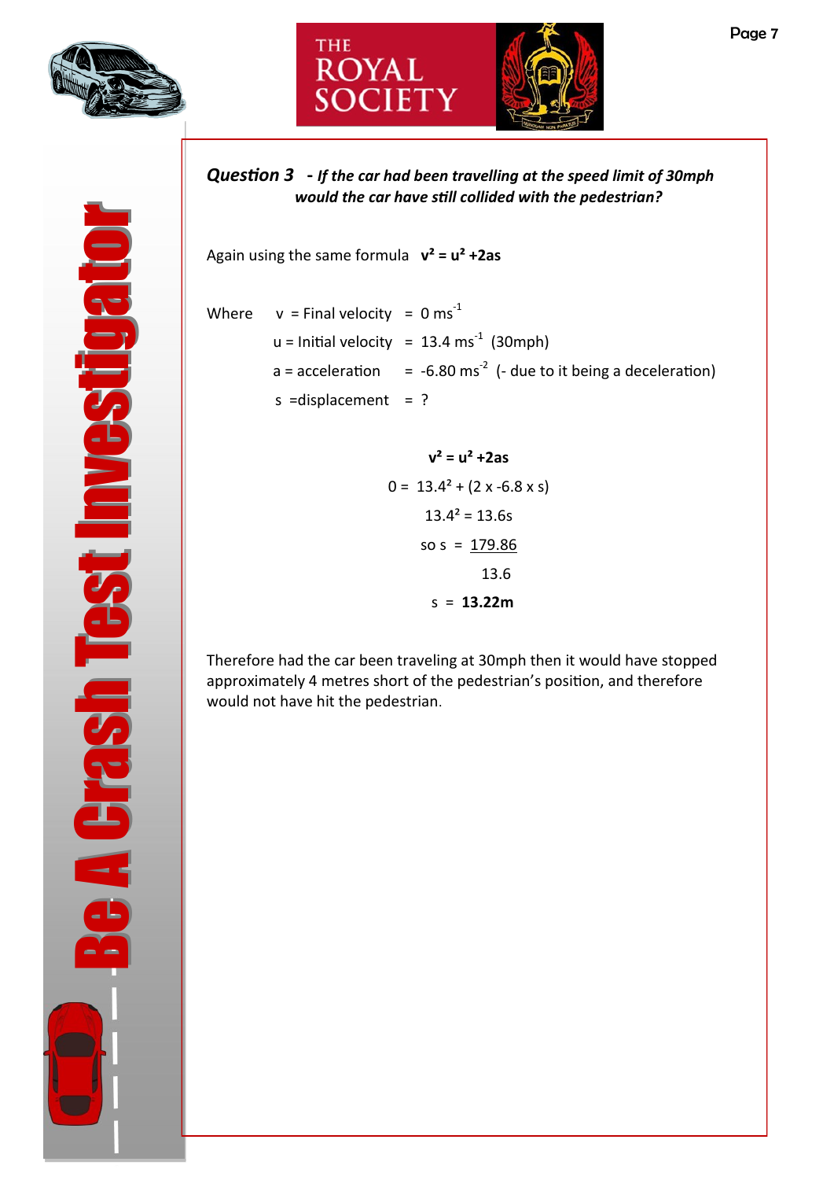***Question 3** - If the car had been travelling at the speed limit of 30mph would the car have still collided with the pedestrian?*

Again using the same formula **$v^2 = u^2 + 2as$**

Where $v$ = Final velocity = $0\ ms^{-1}$

$u$ = Initial velocity = $13.4\ ms^{-1}$ (30mph)

$a$ = acceleration = $-6.80\ ms^{-2}$ (- due to it being a deceleration)

$s$ = displacement = ?

$$v^2 = u^2 + 2as$$

$$0 = 13.4^2 + (2 \times -6.8 \times s)$$

$$13.4^2 = 13.6s$$

$$\text{so } s = \frac{179.86}{13.6}$$

$$s = \mathbf{13.22m}$$

Therefore had the car been traveling at 30mph then it would have stopped approximately 4 metres short of the pedestrian's position, and therefore would not have hit the pedestrian.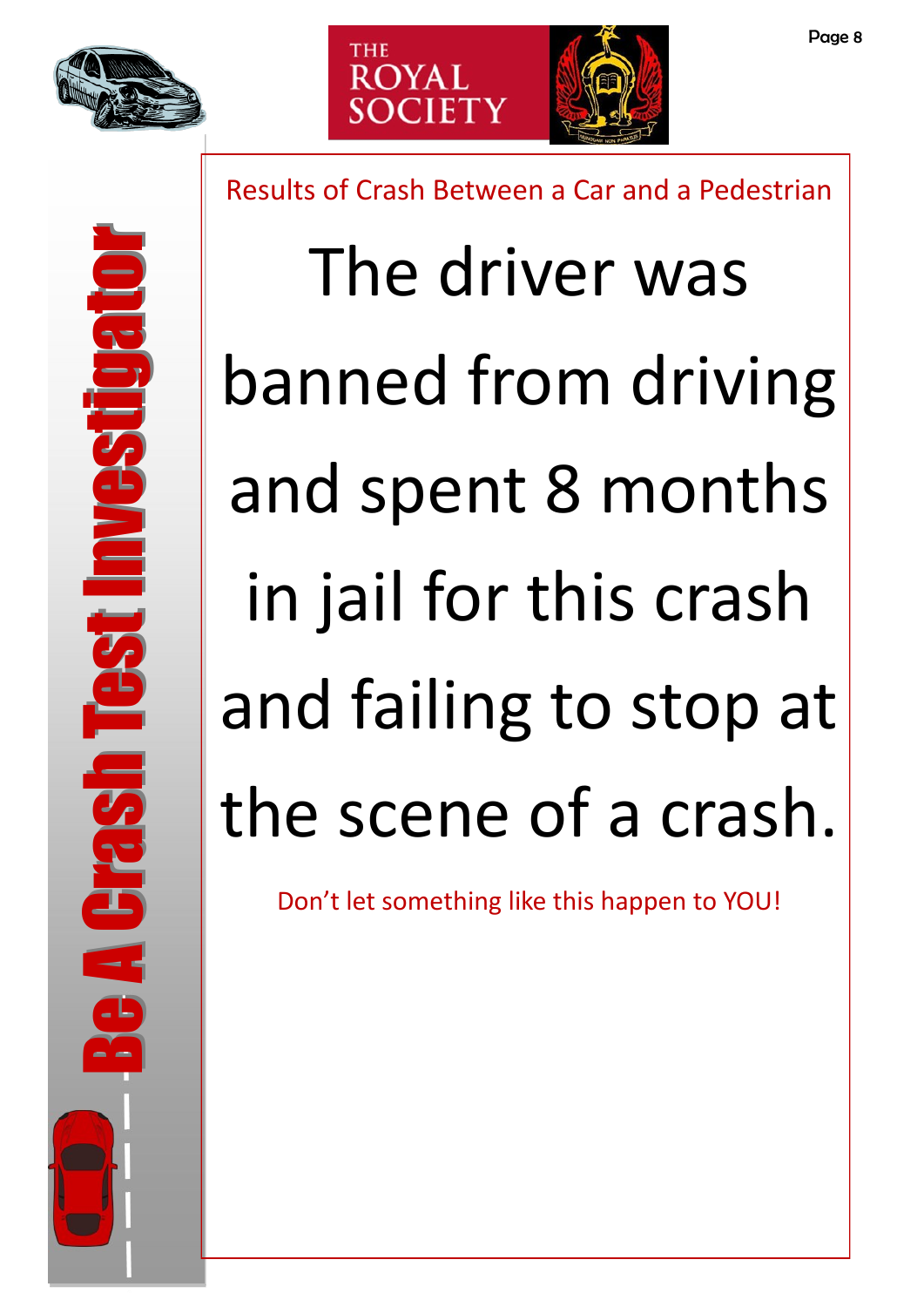# Be A Crash Test Investigator

THE ROYAL SOCIETY

## Results of Crash Between a Car and a Pedestrian

The driver was banned from driving and spent 8 months in jail for this crash and failing to stop at the scene of a crash.

Don't let something like this happen to YOU!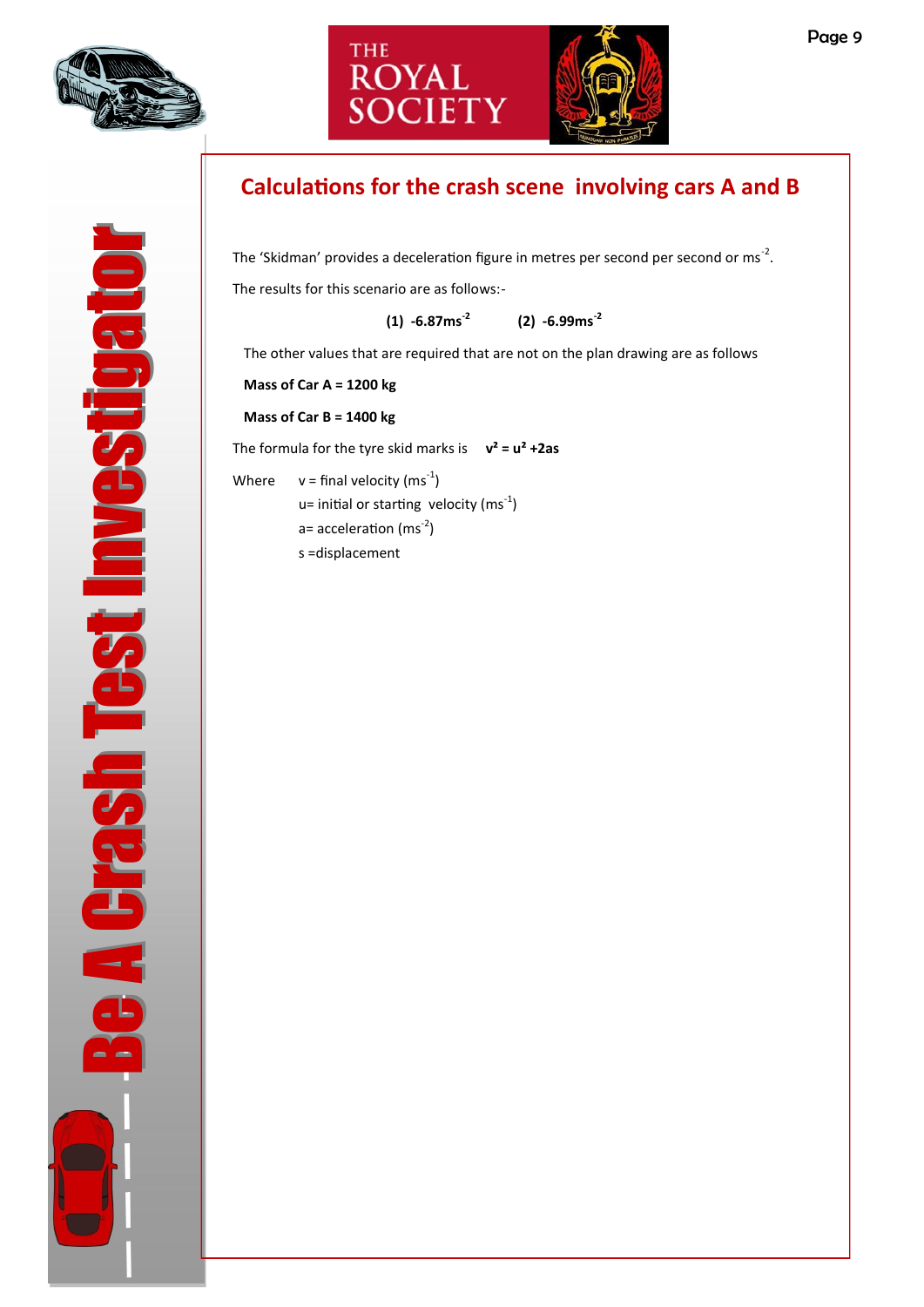## Calculations for the crash scene involving cars A and B

The 'Skidman' provides a deceleration figure in metres per second per second or $ms^{-2}$.

The results for this scenario are as follows:-

**(1) $-6.87ms^{-2}$** **(2) $-6.99ms^{-2}$**

The other values that are required that are not on the plan drawing are as follows

**Mass of Car A = 1200 kg**

**Mass of Car B = 1400 kg**

The formula for the tyre skid marks is **$v^2 = u^2 + 2as$**

Where
- $v$ = final velocity ($ms^{-1}$)
- $u$ = initial or starting velocity ($ms^{-1}$)
- $a$ = acceleration ($ms^{-2}$)
- $s$ = displacement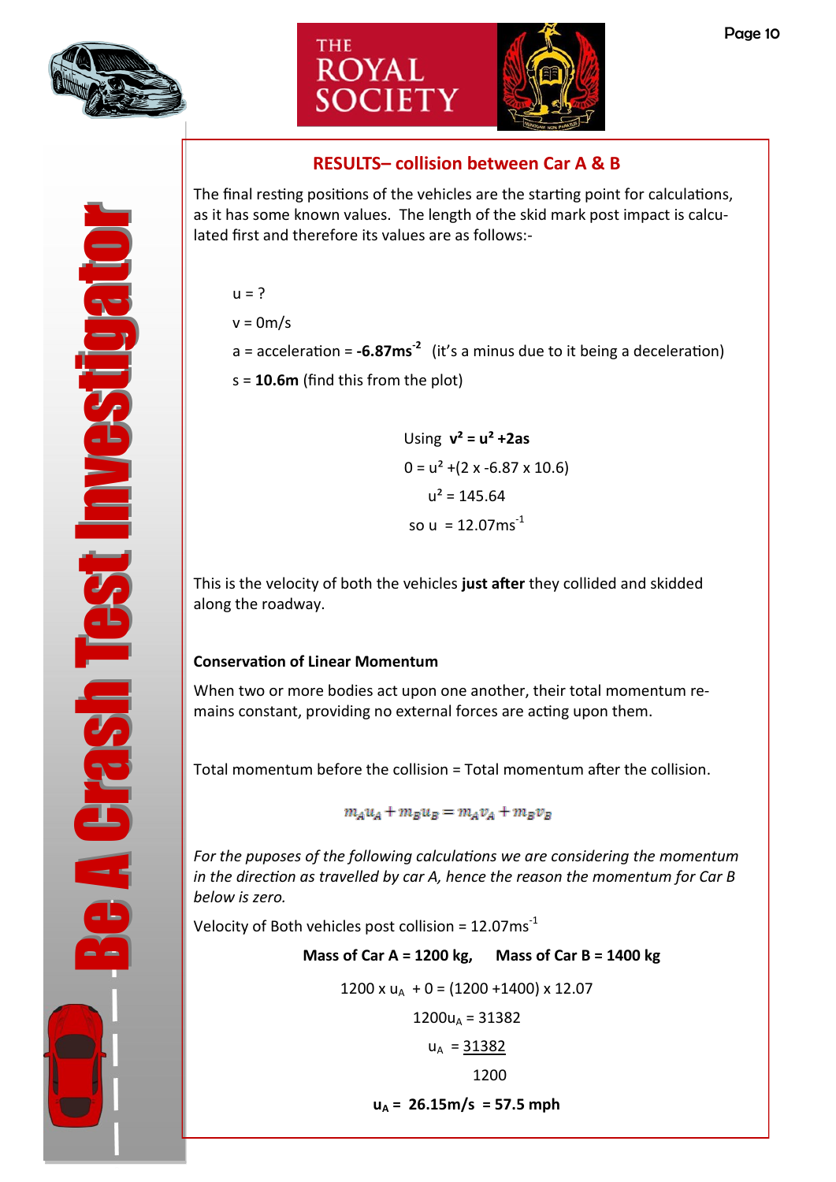## RESULTS– collision between Car A & B

The final resting positions of the vehicles are the starting point for calculations, as it has some known values. The length of the skid mark post impact is calculated first and therefore its values are as follows:-

u = ?

v = 0m/s

a = acceleration = **-6.87ms$^{-2}$** (it's a minus due to it being a deceleration)

s = **10.6m** (find this from the plot)

Using $v^2 = u^2 + 2as$

$$0 = u^2 + (2 \times -6.87 \times 10.6)$$

$$u^2 = 145.64$$

$$\text{so } u = 12.07\text{ms}^{-1}$$

This is the velocity of both the vehicles **just after** they collided and skidded along the roadway.

**Conservation of Linear Momentum**

When two or more bodies act upon one another, their total momentum remains constant, providing no external forces are acting upon them.

Total momentum before the collision = Total momentum after the collision.

$$m_A u_A + m_B u_B = m_A v_A + m_B v_B$$

*For the puposes of the following calculations we are considering the momentum in the direction as travelled by car A, hence the reason the momentum for Car B below is zero.*

Velocity of Both vehicles post collision = 12.07ms$^{-1}$

**Mass of Car A = 1200 kg, Mass of Car B = 1400 kg**

$$1200 \times u_A + 0 = (1200 + 1400) \times 12.07$$

$$1200u_A = 31382$$

$$u_A = \frac{31382}{1200}$$

$$\mathbf{u_A = 26.15\text{m/s} = 57.5\text{ mph}}$$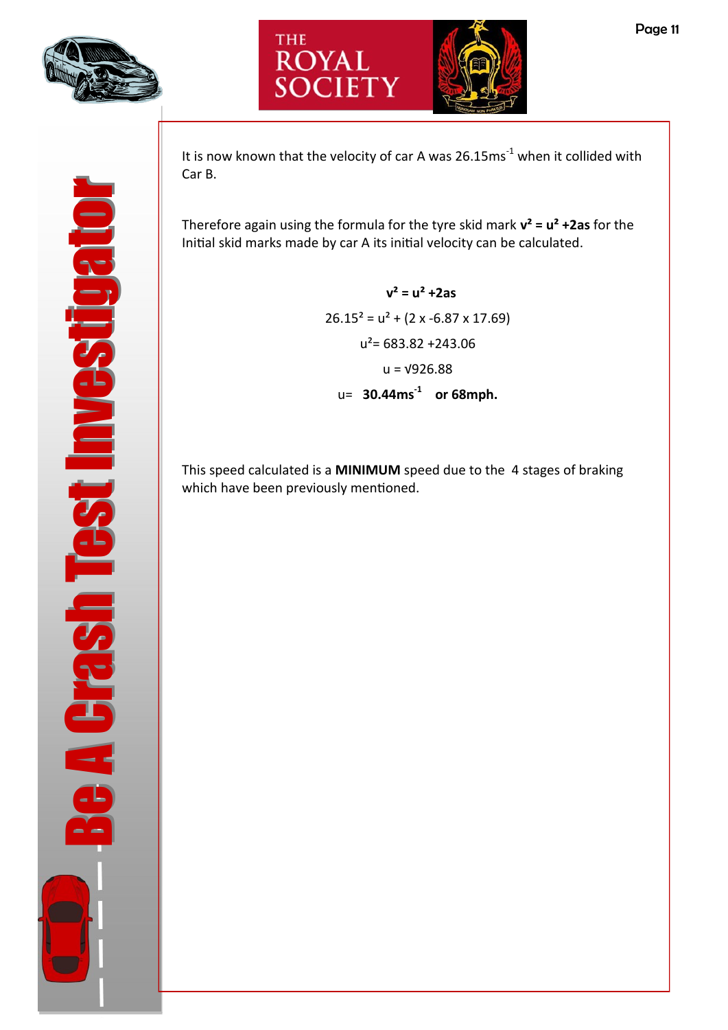It is now known that the velocity of car A was $26.15ms^{-1}$ when it collided with Car B.

Therefore again using the formula for the tyre skid mark $\mathbf{v^2 = u^2 + 2as}$ for the Initial skid marks made by car A its initial velocity can be calculated.

$$\mathbf{v^2 = u^2 + 2as}$$

$$26.15^2 = u^2 + (2 \times -6.87 \times 17.69)$$

$$u^2 = 683.82 + 243.06$$

$$u = \sqrt{926.88}$$

$$u = \mathbf{30.44ms^{-1}} \quad \textbf{or 68mph.}$$

This speed calculated is a **MINIMUM** speed due to the 4 stages of braking which have been previously mentioned.